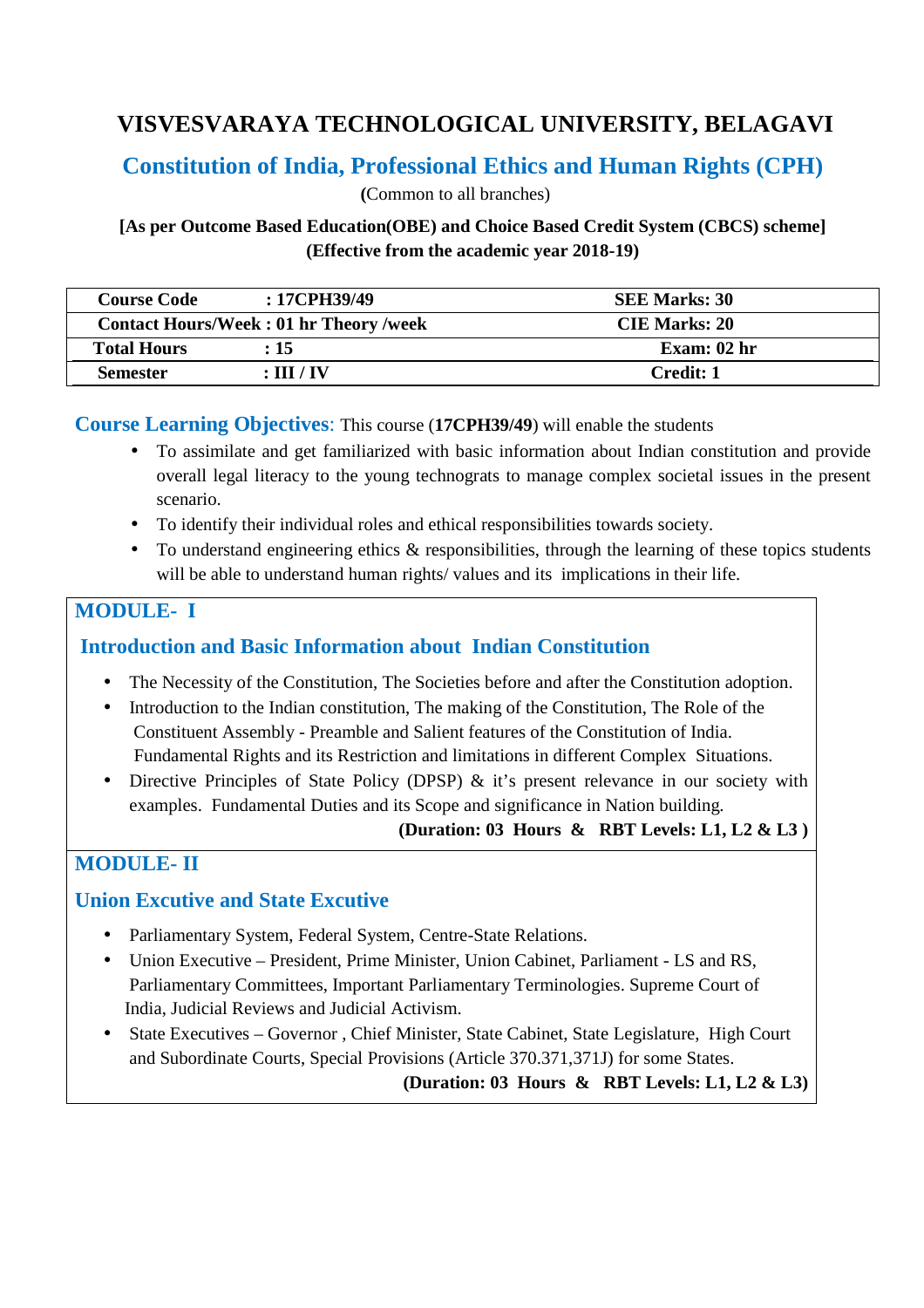# VISVESVARAYA TECHNOLOGICAL UNIVERSITY, BELAGAVI

## Constitution of India, Professional Ethics and Human Rights (CPH)

(Common to all branches)

**[As per Outcome Based Education(OBE) and Choice Based Credit System (CBCS) scheme]**
**(Effective from the academic year 2018-19)**

| | |
|---|---|
| **Course Code : 17CPH39/49** | **SEE Marks: 30** |
| **Contact Hours/Week : 01 hr Theory /week** | **CIE Marks: 20** |
| **Total Hours : 15** | **Exam: 02 hr** |
| **Semester : III / IV** | **Credit: 1** |

**Course Learning Objectives**: This course (**17CPH39/49**) will enable the students

- To assimilate and get familiarized with basic information about Indian constitution and provide overall legal literacy to the young technograts to manage complex societal issues in the present scenario.
- To identify their individual roles and ethical responsibilities towards society.
- To understand engineering ethics & responsibilities, through the learning of these topics students will be able to understand human rights/ values and its implications in their life.

### MODULE- I

### Introduction and Basic Information about Indian Constitution

- The Necessity of the Constitution, The Societies before and after the Constitution adoption.
- Introduction to the Indian constitution, The making of the Constitution, The Role of the Constituent Assembly - Preamble and Salient features of the Constitution of India. Fundamental Rights and its Restriction and limitations in different Complex Situations.
- Directive Principles of State Policy (DPSP) & it's present relevance in our society with examples. Fundamental Duties and its Scope and significance in Nation building.

**(Duration: 03 Hours & RBT Levels: L1, L2 & L3 )**

### MODULE- II

### Union Excutive and State Excutive

- Parliamentary System, Federal System, Centre-State Relations.
- Union Executive – President, Prime Minister, Union Cabinet, Parliament - LS and RS, Parliamentary Committees, Important Parliamentary Terminologies. Supreme Court of India, Judicial Reviews and Judicial Activism.
- State Executives – Governor , Chief Minister, State Cabinet, State Legislature, High Court and Subordinate Courts, Special Provisions (Article 370.371,371J) for some States.

**(Duration: 03 Hours & RBT Levels: L1, L2 & L3)**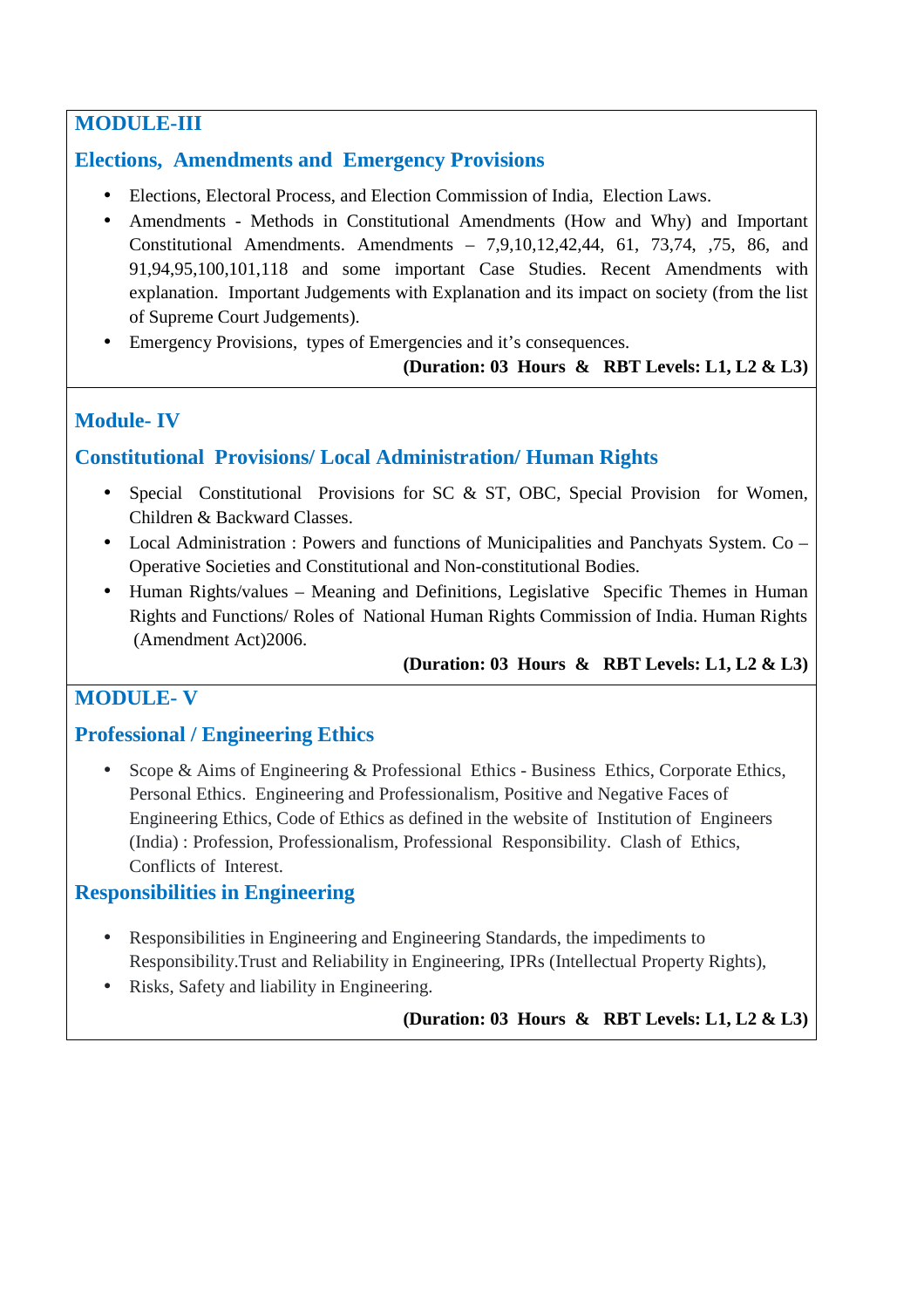## MODULE-III

### Elections, Amendments and Emergency Provisions

- Elections, Electoral Process, and Election Commission of India, Election Laws.
- Amendments - Methods in Constitutional Amendments (How and Why) and Important Constitutional Amendments. Amendments – 7,9,10,12,42,44, 61, 73,74, ,75, 86, and 91,94,95,100,101,118 and some important Case Studies. Recent Amendments with explanation. Important Judgements with Explanation and its impact on society (from the list of Supreme Court Judgements).
- Emergency Provisions, types of Emergencies and it's consequences.

**(Duration: 03 Hours & RBT Levels: L1, L2 & L3)**

## Module- IV

### Constitutional Provisions/ Local Administration/ Human Rights

- Special Constitutional Provisions for SC & ST, OBC, Special Provision for Women, Children & Backward Classes.
- Local Administration : Powers and functions of Municipalities and Panchyats System. Co – Operative Societies and Constitutional and Non-constitutional Bodies.
- Human Rights/values – Meaning and Definitions, Legislative Specific Themes in Human Rights and Functions/ Roles of National Human Rights Commission of India. Human Rights (Amendment Act)2006.

**(Duration: 03 Hours & RBT Levels: L1, L2 & L3)**

## MODULE- V

### Professional / Engineering Ethics

- Scope & Aims of Engineering & Professional Ethics - Business Ethics, Corporate Ethics, Personal Ethics. Engineering and Professionalism, Positive and Negative Faces of Engineering Ethics, Code of Ethics as defined in the website of Institution of Engineers (India) : Profession, Professionalism, Professional Responsibility. Clash of Ethics, Conflicts of Interest.

### Responsibilities in Engineering

- Responsibilities in Engineering and Engineering Standards, the impediments to Responsibility.Trust and Reliability in Engineering, IPRs (Intellectual Property Rights),
- Risks, Safety and liability in Engineering.

**(Duration: 03 Hours & RBT Levels: L1, L2 & L3)**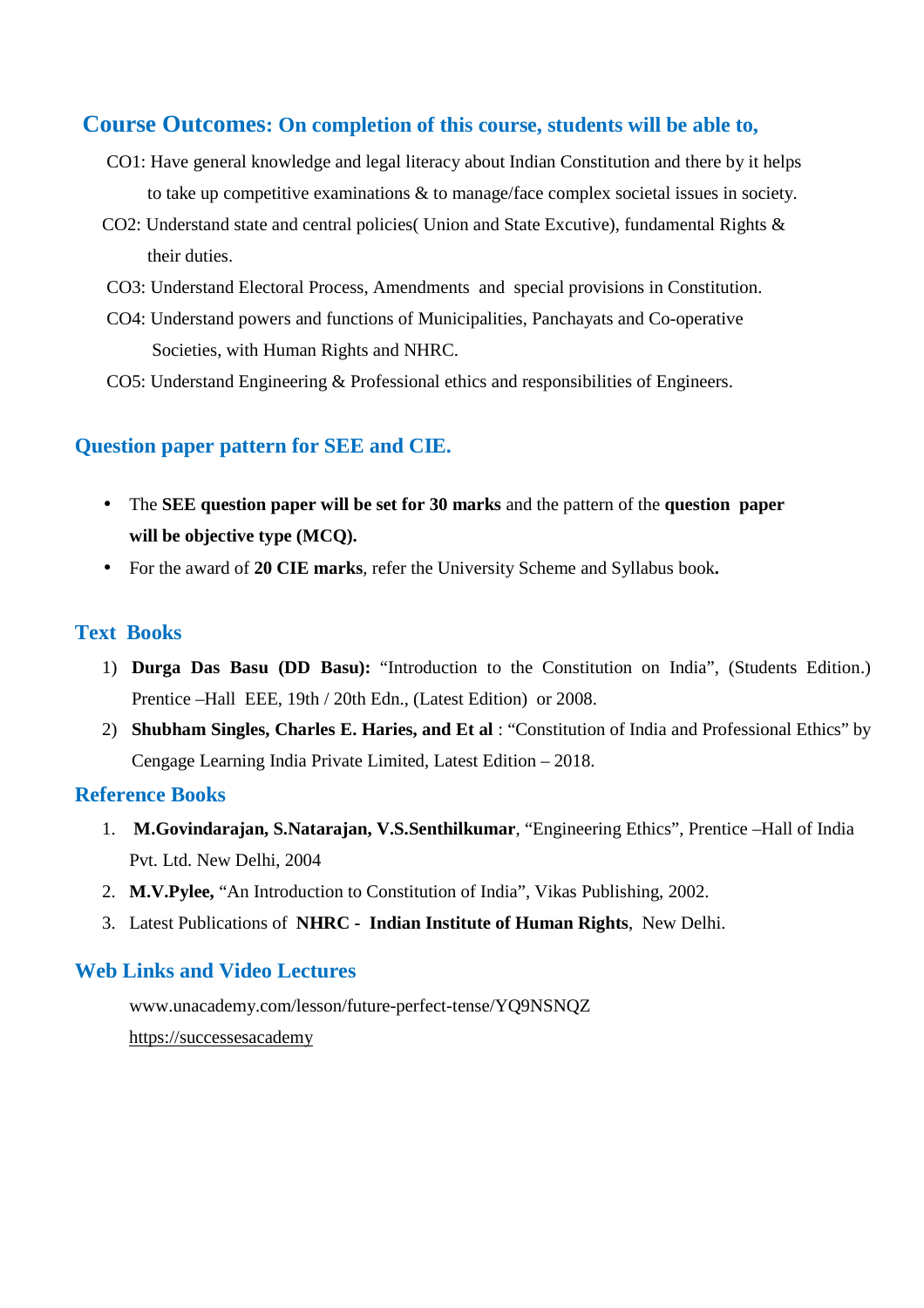## Course Outcomes: On completion of this course, students will be able to,

CO1: Have general knowledge and legal literacy about Indian Constitution and there by it helps to take up competitive examinations & to manage/face complex societal issues in society.

CO2: Understand state and central policies( Union and State Excutive), fundamental Rights & their duties.

CO3: Understand Electoral Process, Amendments and special provisions in Constitution.

CO4: Understand powers and functions of Municipalities, Panchayats and Co-operative Societies, with Human Rights and NHRC.

CO5: Understand Engineering & Professional ethics and responsibilities of Engineers.

## Question paper pattern for SEE and CIE.

- The **SEE question paper will be set for 30 marks** and the pattern of the **question paper will be objective type (MCQ).**
- For the award of **20 CIE marks**, refer the University Scheme and Syllabus book**.**

## Text Books

1) **Durga Das Basu (DD Basu):** "Introduction to the Constitution on India", (Students Edition.) Prentice –Hall EEE, 19th / 20th Edn., (Latest Edition) or 2008.
2) **Shubham Singles, Charles E. Haries, and Et al** : "Constitution of India and Professional Ethics" by Cengage Learning India Private Limited, Latest Edition – 2018.

## Reference Books

1. **M.Govindarajan, S.Natarajan, V.S.Senthilkumar**, "Engineering Ethics", Prentice –Hall of India Pvt. Ltd. New Delhi, 2004
2. **M.V.Pylee,** "An Introduction to Constitution of India", Vikas Publishing, 2002.
3. Latest Publications of **NHRC - Indian Institute of Human Rights**, New Delhi.

## Web Links and Video Lectures

www.unacademy.com/lesson/future-perfect-tense/YQ9NSNQZ

https://successesacademy